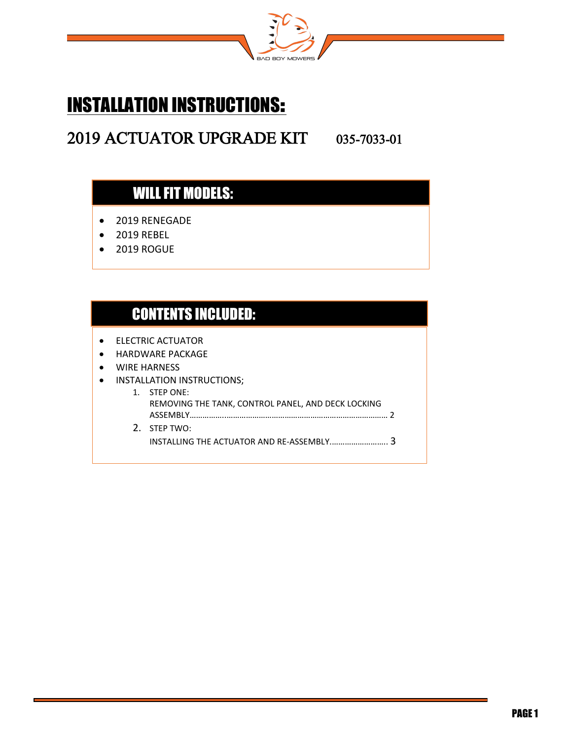# INSTALLATION INSTRUCTIONS:

## 2019 ACTUATOR UPGRADE KIT 035-7033-01

### WILL FIT MODELS:

- 2019 RENEGADE
- 2019 REBEL
- 2019 ROGUE

### CONTENTS INCLUDED:

- ELECTRIC ACTUATOR
- HARDWARE PACKAGE
- WIRE HARNESS
- INSTALLATION INSTRUCTIONS;
  1. STEP ONE:
     REMOVING THE TANK, CONTROL PANEL, AND DECK LOCKING ASSEMBLY………………………………………………………………………… 2
  2. STEP TWO:
     INSTALLING THE ACTUATOR AND RE-ASSEMBLY……………………… 3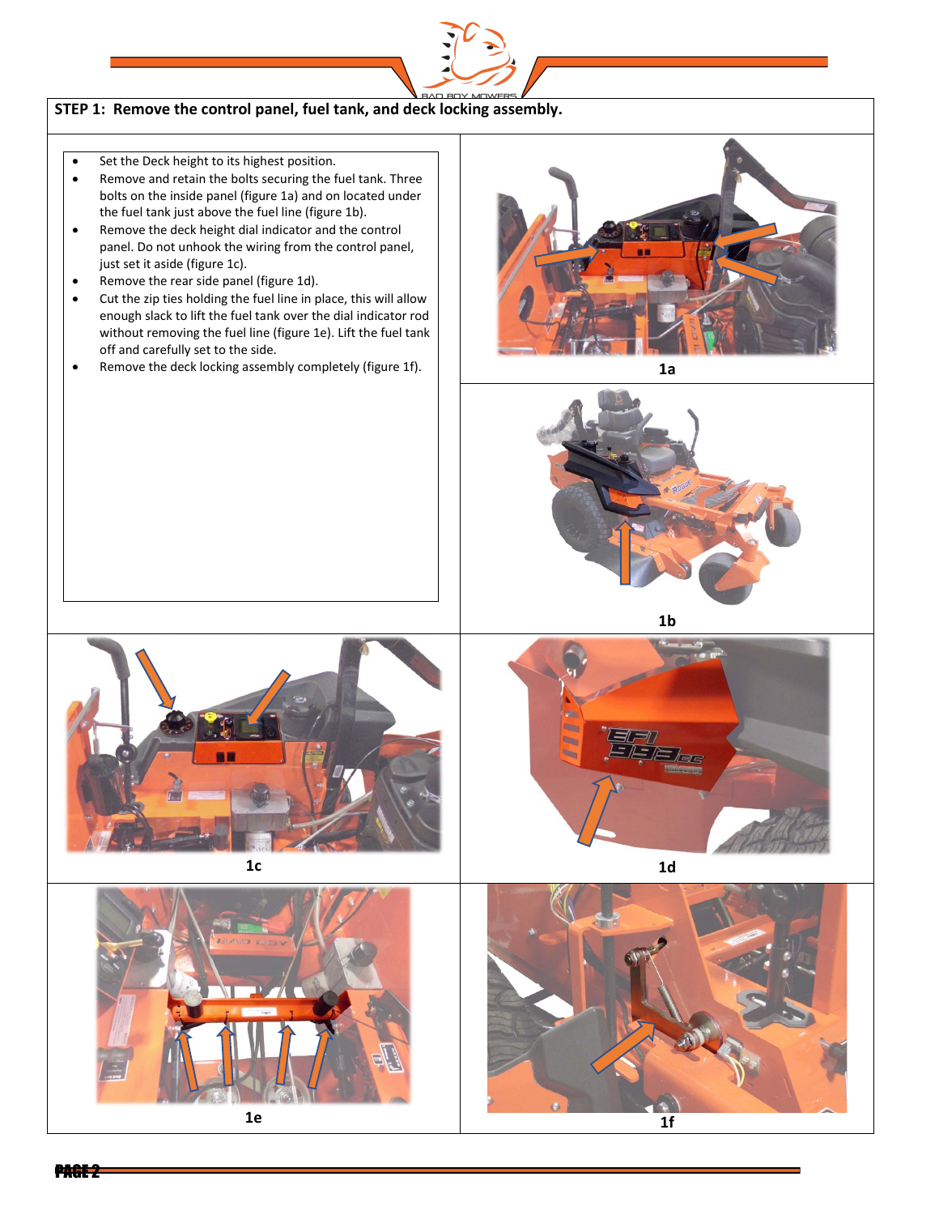## STEP 1: Remove the control panel, fuel tank, and deck locking assembly.

- Set the Deck height to its highest position.
- Remove and retain the bolts securing the fuel tank. Three bolts on the inside panel (figure 1a) and on located under the fuel tank just above the fuel line (figure 1b).
- Remove the deck height dial indicator and the control panel. Do not unhook the wiring from the control panel, just set it aside (figure 1c).
- Remove the rear side panel (figure 1d).
- Cut the zip ties holding the fuel line in place, this will allow enough slack to lift the fuel tank over the dial indicator rod without removing the fuel line (figure 1e). Lift the fuel tank off and carefully set to the side.
- Remove the deck locking assembly completely (figure 1f).

1a

1b

1c

1d

1e

1f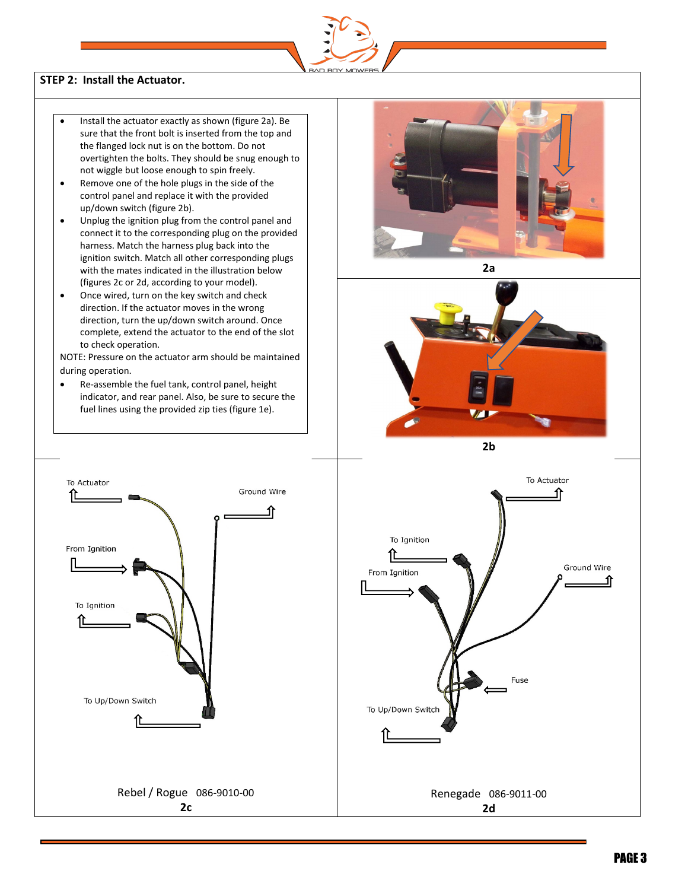## STEP 2: Install the Actuator.

- Install the actuator exactly as shown (figure 2a). Be sure that the front bolt is inserted from the top and the flanged lock nut is on the bottom. Do not overtighten the bolts. They should be snug enough to not wiggle but loose enough to spin freely.
- Remove one of the hole plugs in the side of the control panel and replace it with the provided up/down switch (figure 2b).
- Unplug the ignition plug from the control panel and connect it to the corresponding plug on the provided harness. Match the harness plug back into the ignition switch. Match all other corresponding plugs with the mates indicated in the illustration below (figures 2c or 2d, according to your model).
- Once wired, turn on the key switch and check direction. If the actuator moves in the wrong direction, turn the up/down switch around. Once complete, extend the actuator to the end of the slot to check operation.

NOTE: Pressure on the actuator arm should be maintained during operation.

- Re-assemble the fuel tank, control panel, height indicator, and rear panel. Also, be sure to secure the fuel lines using the provided zip ties (figure 1e).

2a

2b

To Actuator

Ground Wire

From Ignition

To Ignition

To Up/Down Switch

Rebel / Rogue 086-9010-00

2c

To Actuator

To Ignition

From Ignition

Ground Wire

Fuse

To Up/Down Switch

Renegade 086-9011-00

2d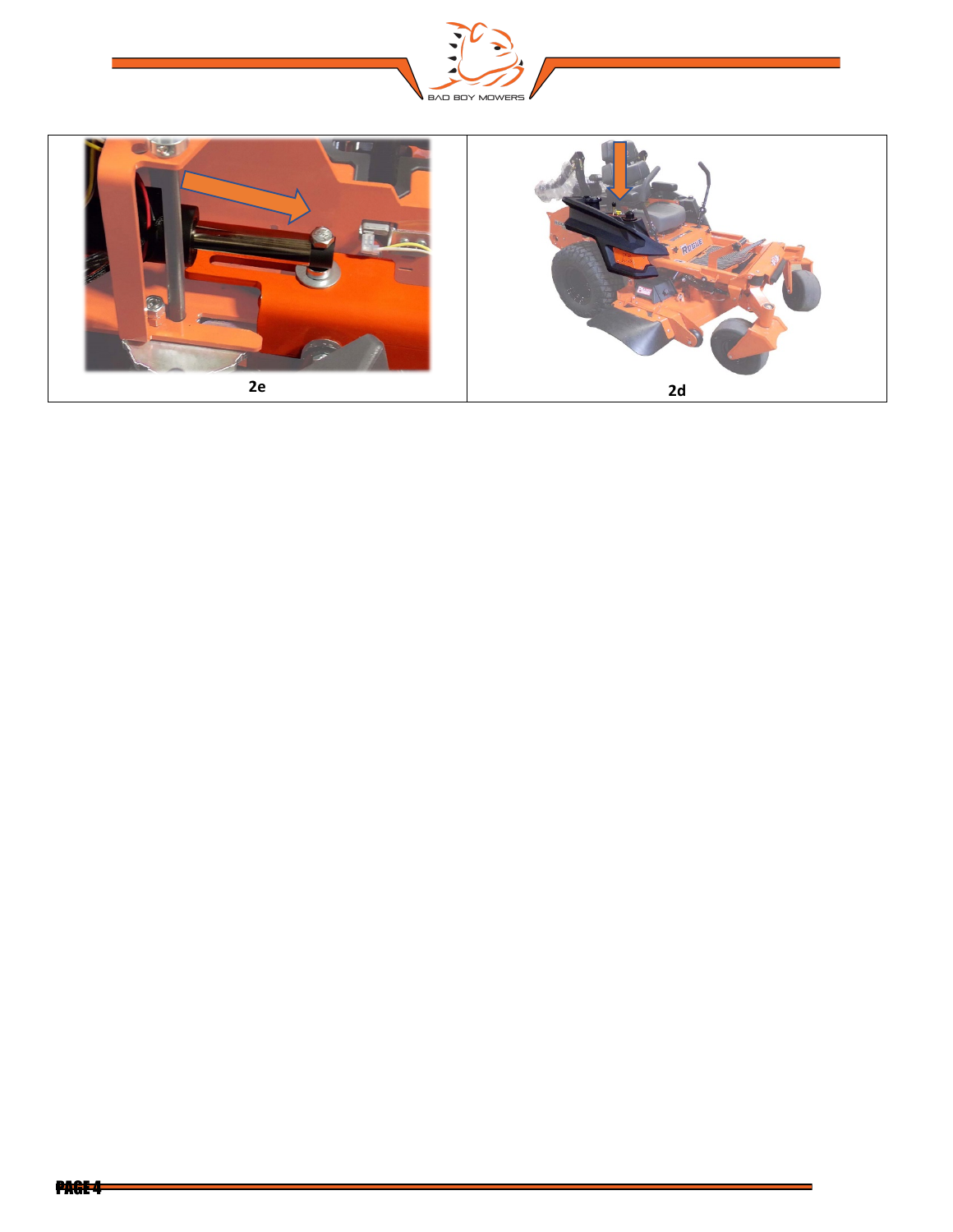2e

2d